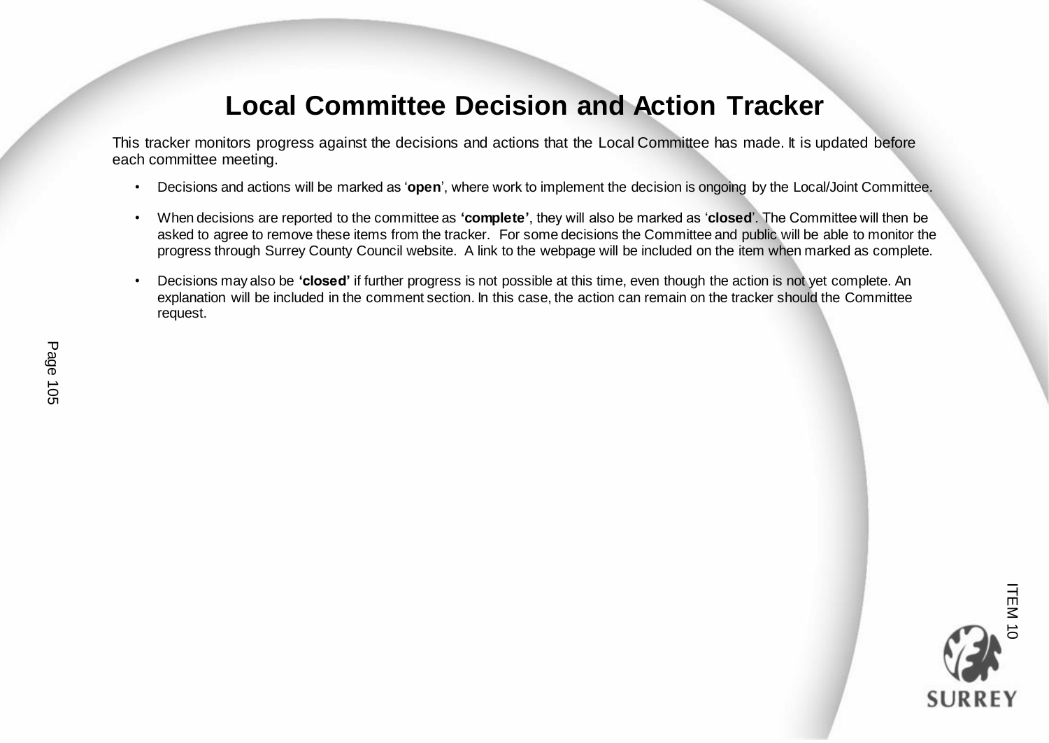# Local Committee Decision and Action Tracker

This tracker monitors progress against the decisions and actions that the Local Committee has made. It is updated before each committee meeting.

- Decisions and actions will be marked as '**open**', where work to implement the decision is ongoing by the Local/Joint Committee.
- When decisions are reported to the committee as **'complete'**, they will also be marked as '**closed**'. The Committee will then be asked to agree to remove these items from the tracker. For some decisions the Committee and public will be able to monitor the progress through Surrey County Council website. A link to the webpage will be included on the item when marked as complete.
- Decisions may also be **'closed'** if further progress is not possible at this time, even though the action is not yet complete. An explanation will be included in the comment section. In this case, the action can remain on the tracker should the Committee request.

ITEM 10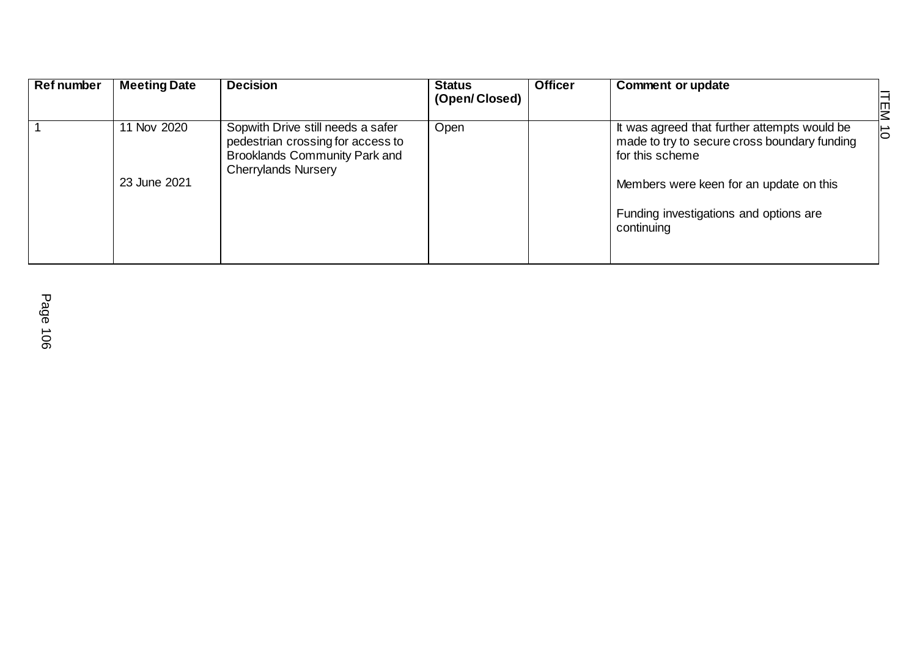| Ref number | Meeting Date | Decision | Status (Open/ Closed) | Officer | Comment or update |
|---|---|---|---|---|---|
| 1 | 11 Nov 2020<br><br>23 June 2021 | Sopwith Drive still needs a safer pedestrian crossing for access to Brooklands Community Park and Cherrylands Nursery | Open | | It was agreed that further attempts would be made to try to secure cross boundary funding for this scheme<br><br>Members were keen for an update on this<br><br>Funding investigations and options are continuing |